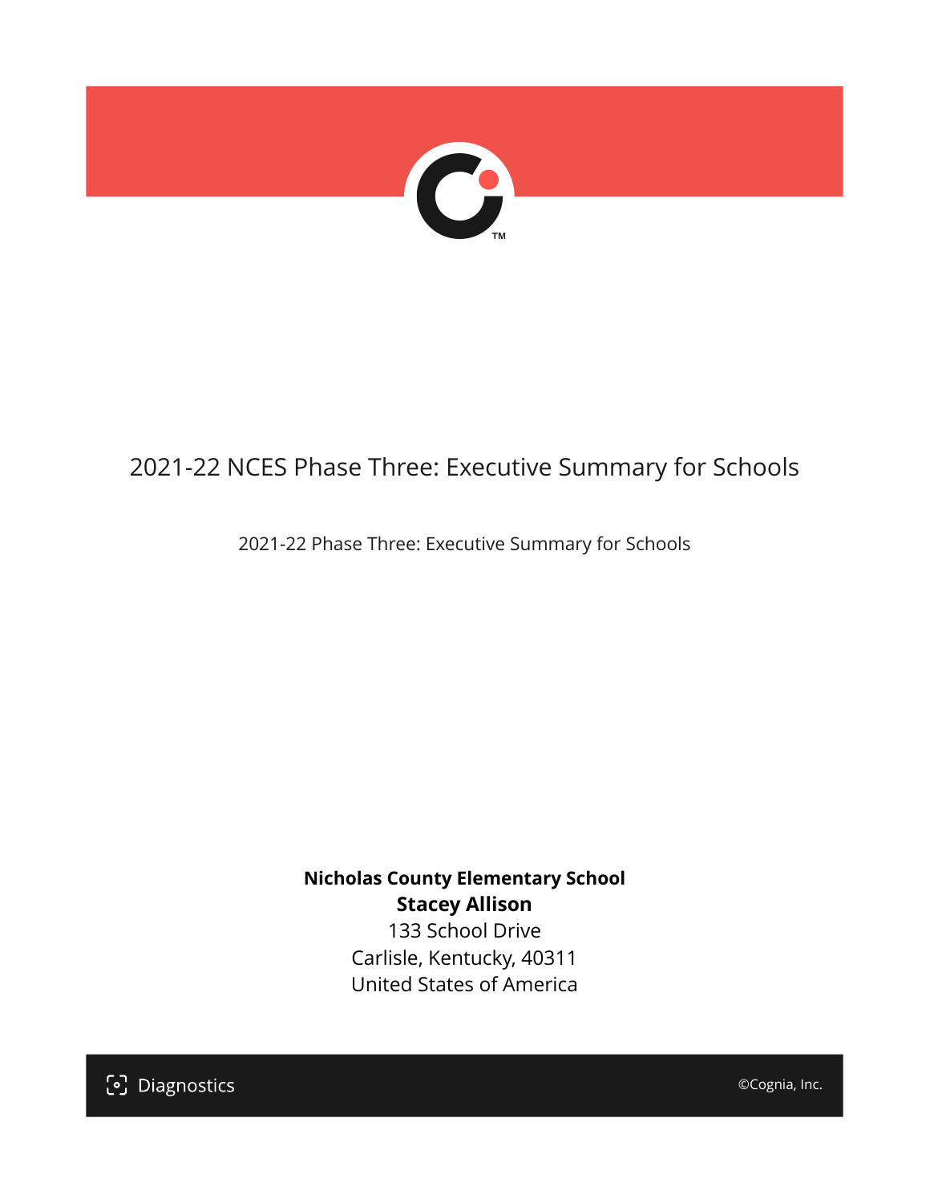# 2021-22 NCES Phase Three: Executive Summary for Schools

2021-22 Phase Three: Executive Summary for Schools

**Nicholas County Elementary School**
**Stacey Allison**
133 School Drive
Carlisle, Kentucky, 40311
United States of America

Diagnostics

©Cognia, Inc.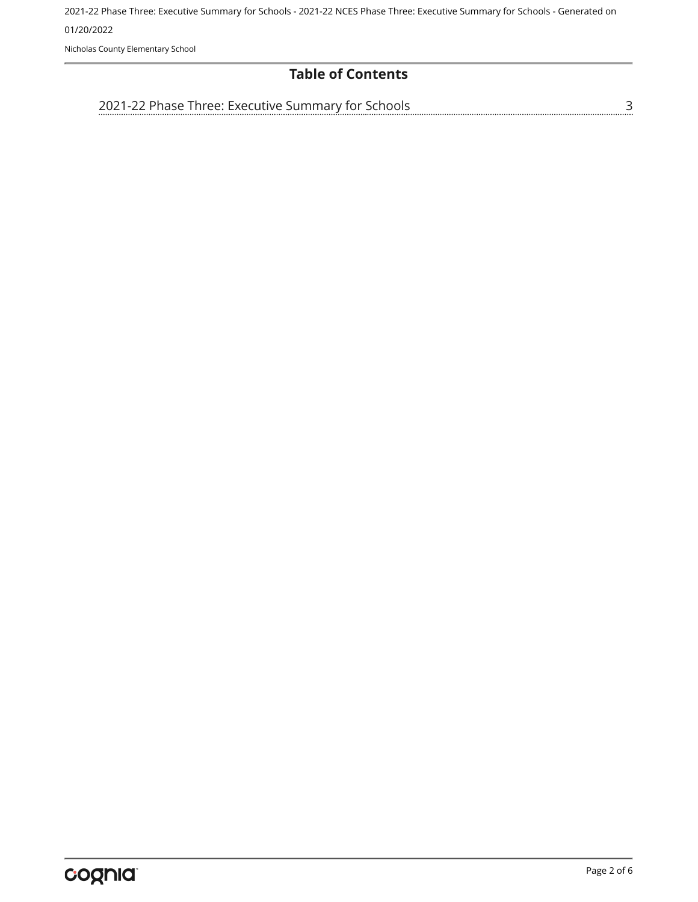# Table of Contents

2021-22 Phase Three: Executive Summary for Schools ........ 3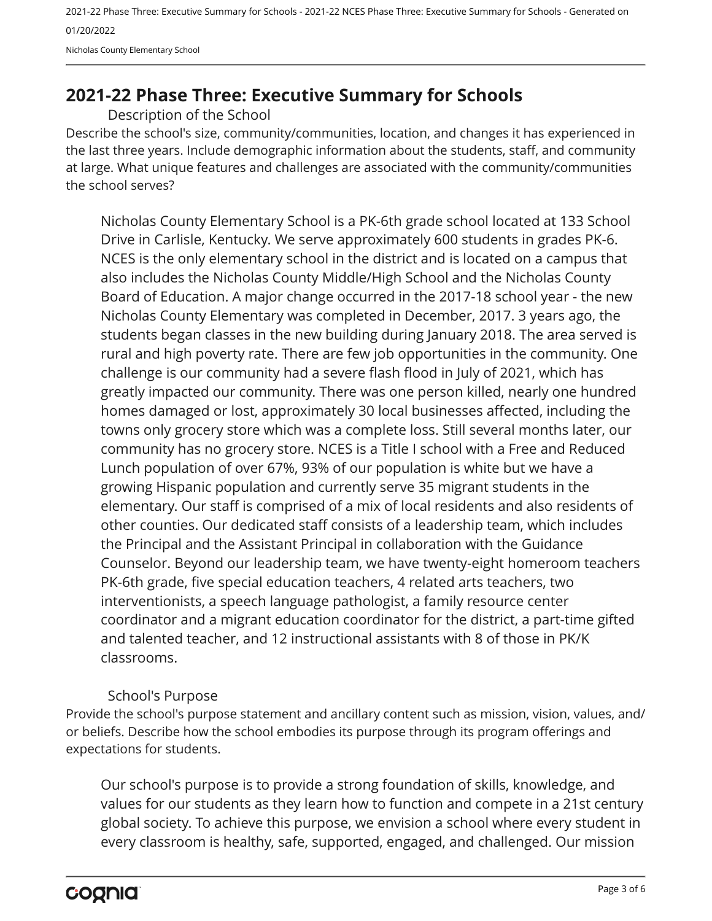# 2021-22 Phase Three: Executive Summary for Schools

## Description of the School

Describe the school's size, community/communities, location, and changes it has experienced in the last three years. Include demographic information about the students, staff, and community at large. What unique features and challenges are associated with the community/communities the school serves?

Nicholas County Elementary School is a PK-6th grade school located at 133 School Drive in Carlisle, Kentucky. We serve approximately 600 students in grades PK-6. NCES is the only elementary school in the district and is located on a campus that also includes the Nicholas County Middle/High School and the Nicholas County Board of Education. A major change occurred in the 2017-18 school year - the new Nicholas County Elementary was completed in December, 2017. 3 years ago, the students began classes in the new building during January 2018. The area served is rural and high poverty rate. There are few job opportunities in the community. One challenge is our community had a severe flash flood in July of 2021, which has greatly impacted our community. There was one person killed, nearly one hundred homes damaged or lost, approximately 30 local businesses affected, including the towns only grocery store which was a complete loss. Still several months later, our community has no grocery store. NCES is a Title I school with a Free and Reduced Lunch population of over 67%, 93% of our population is white but we have a growing Hispanic population and currently serve 35 migrant students in the elementary. Our staff is comprised of a mix of local residents and also residents of other counties. Our dedicated staff consists of a leadership team, which includes the Principal and the Assistant Principal in collaboration with the Guidance Counselor. Beyond our leadership team, we have twenty-eight homeroom teachers PK-6th grade, five special education teachers, 4 related arts teachers, two interventionists, a speech language pathologist, a family resource center coordinator and a migrant education coordinator for the district, a part-time gifted and talented teacher, and 12 instructional assistants with 8 of those in PK/K classrooms.

## School's Purpose

Provide the school's purpose statement and ancillary content such as mission, vision, values, and/or beliefs. Describe how the school embodies its purpose through its program offerings and expectations for students.

Our school's purpose is to provide a strong foundation of skills, knowledge, and values for our students as they learn how to function and compete in a 21st century global society. To achieve this purpose, we envision a school where every student in every classroom is healthy, safe, supported, engaged, and challenged. Our mission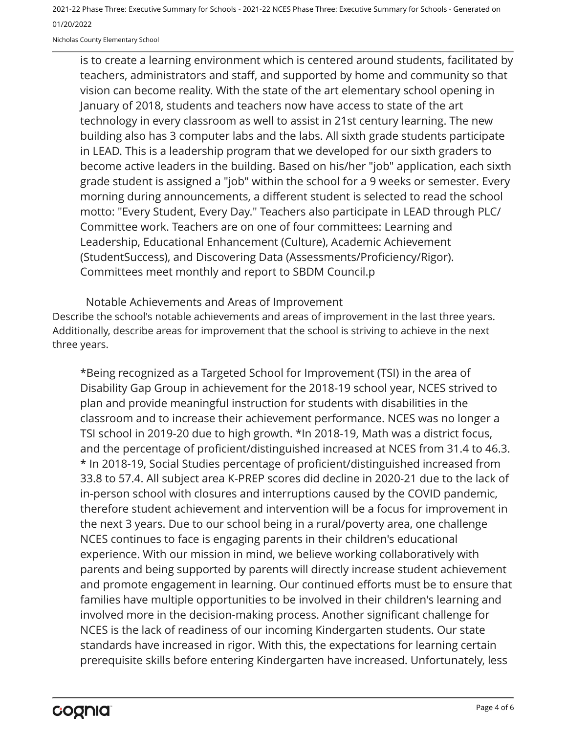is to create a learning environment which is centered around students, facilitated by teachers, administrators and staff, and supported by home and community so that vision can become reality. With the state of the art elementary school opening in January of 2018, students and teachers now have access to state of the art technology in every classroom as well to assist in 21st century learning. The new building also has 3 computer labs and the labs. All sixth grade students participate in LEAD. This is a leadership program that we developed for our sixth graders to become active leaders in the building. Based on his/her "job" application, each sixth grade student is assigned a "job" within the school for a 9 weeks or semester. Every morning during announcements, a different student is selected to read the school motto: "Every Student, Every Day." Teachers also participate in LEAD through PLC/Committee work. Teachers are on one of four committees: Learning and Leadership, Educational Enhancement (Culture), Academic Achievement (StudentSuccess), and Discovering Data (Assessments/Proficiency/Rigor). Committees meet monthly and report to SBDM Council.p

## Notable Achievements and Areas of Improvement

Describe the school's notable achievements and areas of improvement in the last three years. Additionally, describe areas for improvement that the school is striving to achieve in the next three years.

*Being recognized as a Targeted School for Improvement (TSI) in the area of Disability Gap Group in achievement for the 2018-19 school year, NCES strived to plan and provide meaningful instruction for students with disabilities in the classroom and to increase their achievement performance. NCES was no longer a TSI school in 2019-20 due to high growth. *In 2018-19, Math was a district focus, and the percentage of proficient/distinguished increased at NCES from 31.4 to 46.3. * In 2018-19, Social Studies percentage of proficient/distinguished increased from 33.8 to 57.4. All subject area K-PREP scores did decline in 2020-21 due to the lack of in-person school with closures and interruptions caused by the COVID pandemic, therefore student achievement and intervention will be a focus for improvement in the next 3 years. Due to our school being in a rural/poverty area, one challenge NCES continues to face is engaging parents in their children's educational experience. With our mission in mind, we believe working collaboratively with parents and being supported by parents will directly increase student achievement and promote engagement in learning. Our continued efforts must be to ensure that families have multiple opportunities to be involved in their children's learning and involved more in the decision-making process. Another significant challenge for NCES is the lack of readiness of our incoming Kindergarten students. Our state standards have increased in rigor. With this, the expectations for learning certain prerequisite skills before entering Kindergarten have increased. Unfortunately, less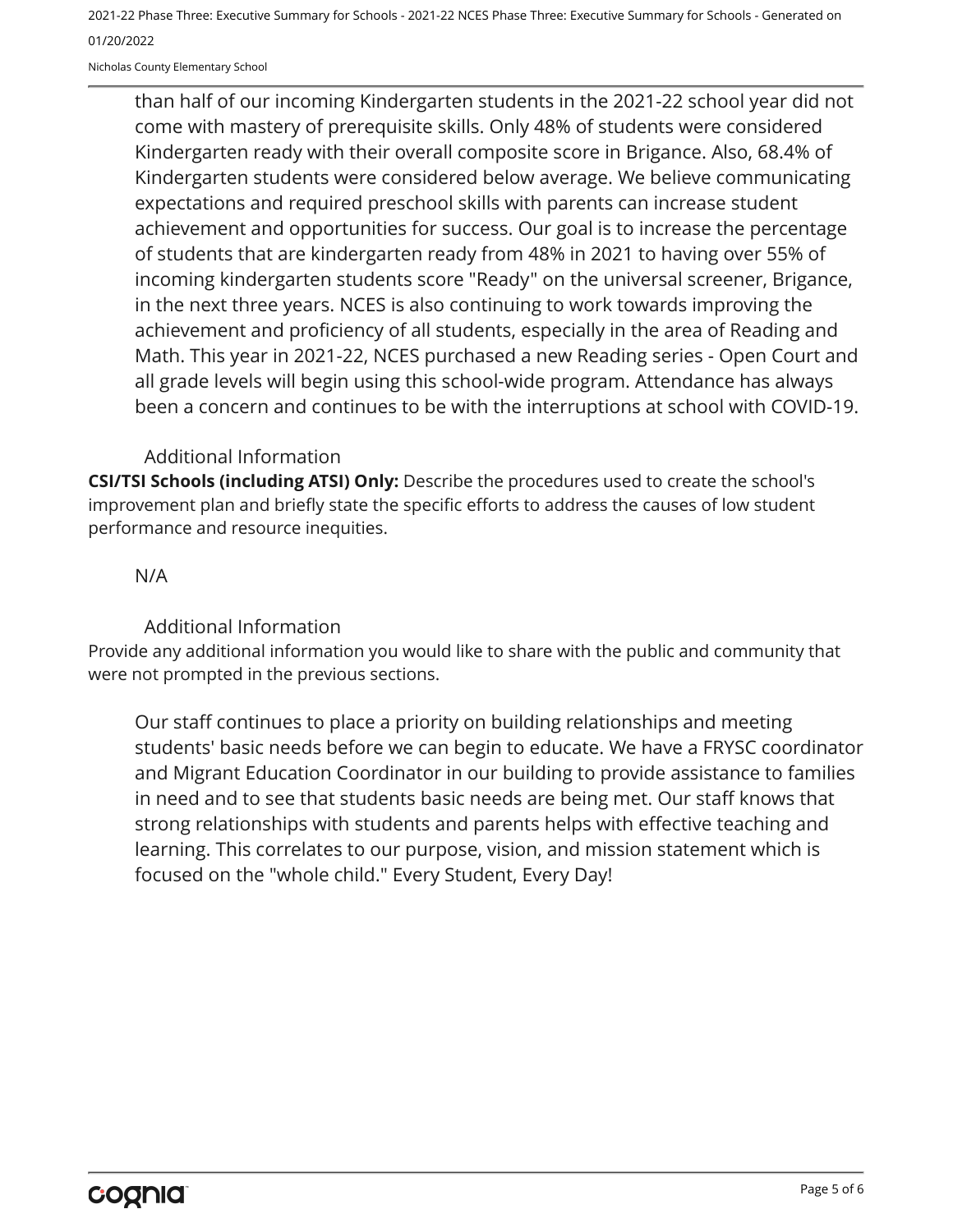than half of our incoming Kindergarten students in the 2021-22 school year did not come with mastery of prerequisite skills. Only 48% of students were considered Kindergarten ready with their overall composite score in Brigance. Also, 68.4% of Kindergarten students were considered below average. We believe communicating expectations and required preschool skills with parents can increase student achievement and opportunities for success. Our goal is to increase the percentage of students that are kindergarten ready from 48% in 2021 to having over 55% of incoming kindergarten students score "Ready" on the universal screener, Brigance, in the next three years. NCES is also continuing to work towards improving the achievement and proficiency of all students, especially in the area of Reading and Math. This year in 2021-22, NCES purchased a new Reading series - Open Court and all grade levels will begin using this school-wide program. Attendance has always been a concern and continues to be with the interruptions at school with COVID-19.

### Additional Information

**CSI/TSI Schools (including ATSI) Only:** Describe the procedures used to create the school's improvement plan and briefly state the specific efforts to address the causes of low student performance and resource inequities.

N/A

### Additional Information

Provide any additional information you would like to share with the public and community that were not prompted in the previous sections.

Our staff continues to place a priority on building relationships and meeting students' basic needs before we can begin to educate. We have a FRYSC coordinator and Migrant Education Coordinator in our building to provide assistance to families in need and to see that students basic needs are being met. Our staff knows that strong relationships with students and parents helps with effective teaching and learning. This correlates to our purpose, vision, and mission statement which is focused on the "whole child." Every Student, Every Day!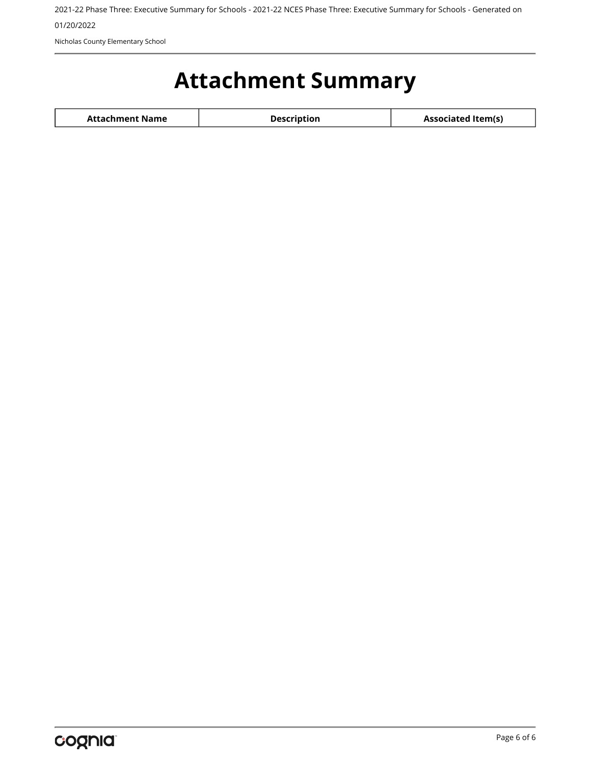# Attachment Summary

| Attachment Name | Description | Associated Item(s) |
| --- | --- | --- |